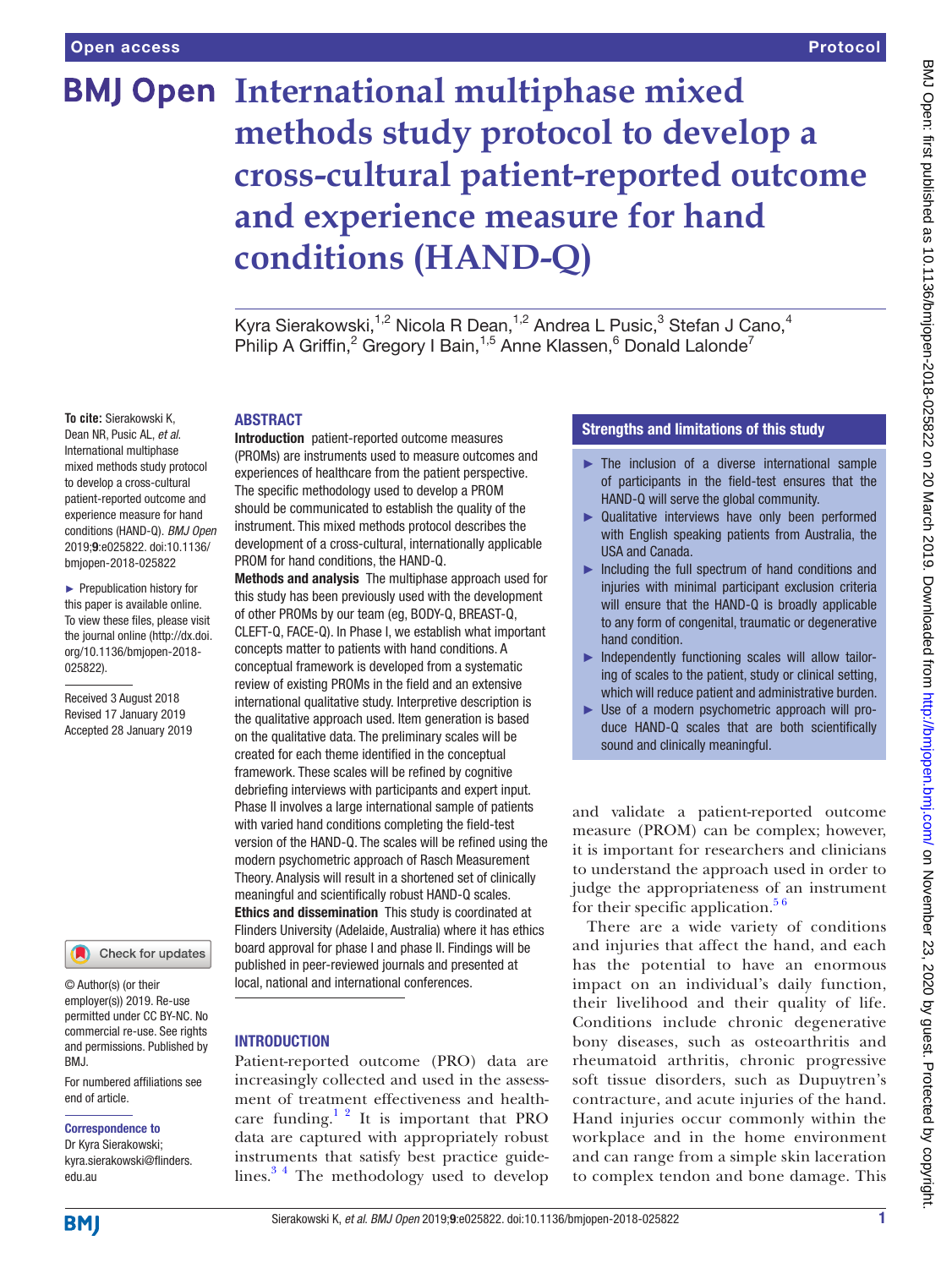# International multiphase mixed methods study protocol to develop a cross-cultural patient-reported outcome and experience measure for hand conditions (HAND-Q)

Kyra Sierakowski,[1,2] Nicola R Dean,[1,2] Andrea L Pusic,[3] Stefan J Cano,[4] Philip A Griffin,[2] Gregory I Bain,[1,5] Anne Klassen,[6] Donald Lalonde[7]

**To cite:** Sierakowski K, Dean NR, Pusic AL, *et al*. International multiphase mixed methods study protocol to develop a cross-cultural patient-reported outcome and experience measure for hand conditions (HAND-Q). *BMJ Open* 2019;**9**:e025822. doi:10.1136/bmjopen-2018-025822

► Prepublication history for this paper is available online. To view these files, please visit the journal online (http://dx.doi.org/10.1136/bmjopen-2018-025822).

Received 3 August 2018
Revised 17 January 2019
Accepted 28 January 2019

© Author(s) (or their employer(s)) 2019. Re-use permitted under CC BY-NC. No commercial re-use. See rights and permissions. Published by BMJ.

For numbered affiliations see end of article.

**Correspondence to**
Dr Kyra Sierakowski; kyra.sierakowski@flinders.edu.au

## ABSTRACT

**Introduction** patient-reported outcome measures (PROMs) are instruments used to measure outcomes and experiences of healthcare from the patient perspective. The specific methodology used to develop a PROM should be communicated to establish the quality of the instrument. This mixed methods protocol describes the development of a cross-cultural, internationally applicable PROM for hand conditions, the HAND-Q.

**Methods and analysis** The multiphase approach used for this study has been previously used with the development of other PROMs by our team (eg, BODY-Q, BREAST-Q, CLEFT-Q, FACE-Q). In Phase I, we establish what important concepts matter to patients with hand conditions. A conceptual framework is developed from a systematic review of existing PROMs in the field and an extensive international qualitative study. Interpretive description is the qualitative approach used. Item generation is based on the qualitative data. The preliminary scales will be created for each theme identified in the conceptual framework. These scales will be refined by cognitive debriefing interviews with participants and expert input. Phase II involves a large international sample of patients with varied hand conditions completing the field-test version of the HAND-Q. The scales will be refined using the modern psychometric approach of Rasch Measurement Theory. Analysis will result in a shortened set of clinically meaningful and scientifically robust HAND-Q scales.

**Ethics and dissemination** This study is coordinated at Flinders University (Adelaide, Australia) where it has ethics board approval for phase I and phase II. Findings will be published in peer-reviewed journals and presented at local, national and international conferences.

## Strengths and limitations of this study

- ► The inclusion of a diverse international sample of participants in the field-test ensures that the HAND-Q will serve the global community.
- ► Qualitative interviews have only been performed with English speaking patients from Australia, the USA and Canada.
- ► Including the full spectrum of hand conditions and injuries with minimal participant exclusion criteria will ensure that the HAND-Q is broadly applicable to any form of congenital, traumatic or degenerative hand condition.
- ► Independently functioning scales will allow tailoring of scales to the patient, study or clinical setting, which will reduce patient and administrative burden.
- ► Use of a modern psychometric approach will produce HAND-Q scales that are both scientifically sound and clinically meaningful.

## INTRODUCTION

Patient-reported outcome (PRO) data are increasingly collected and used in the assessment of treatment effectiveness and healthcare funding.[1 2] It is important that PRO data are captured with appropriately robust instruments that satisfy best practice guidelines.[3 4] The methodology used to develop and validate a patient-reported outcome measure (PROM) can be complex; however, it is important for researchers and clinicians to understand the approach used in order to judge the appropriateness of an instrument for their specific application.[5 6]

There are a wide variety of conditions and injuries that affect the hand, and each has the potential to have an enormous impact on an individual's daily function, their livelihood and their quality of life. Conditions include chronic degenerative bony diseases, such as osteoarthritis and rheumatoid arthritis, chronic progressive soft tissue disorders, such as Dupuytren's contracture, and acute injuries of the hand. Hand injuries occur commonly within the workplace and in the home environment and can range from a simple skin laceration to complex tendon and bone damage. This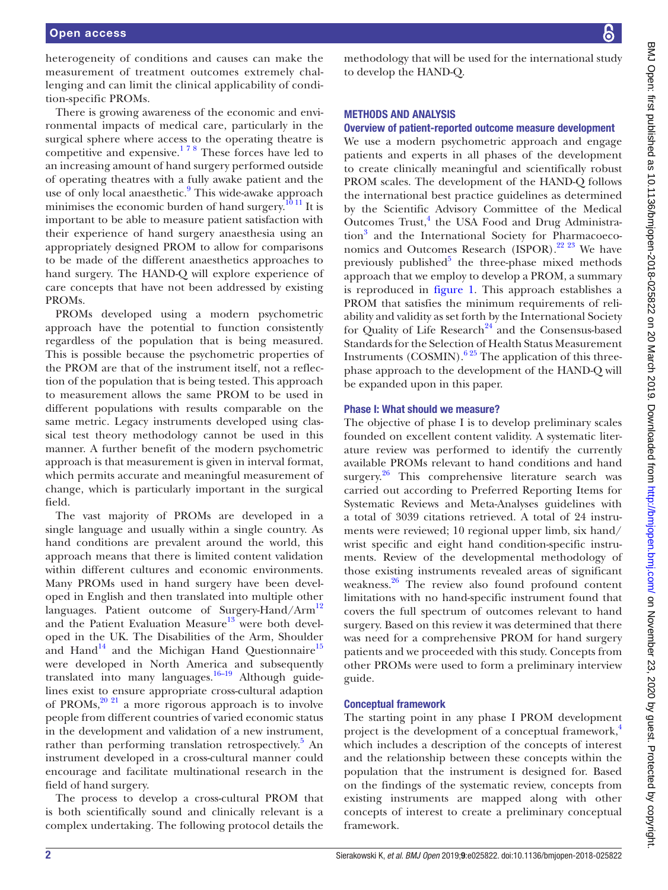heterogeneity of conditions and causes can make the measurement of treatment outcomes extremely challenging and can limit the clinical applicability of condition-specific PROMs.

There is growing awareness of the economic and environmental impacts of medical care, particularly in the surgical sphere where access to the operating theatre is competitive and expensive.[1 7 8] These forces have led to an increasing amount of hand surgery performed outside of operating theatres with a fully awake patient and the use of only local anaesthetic.[9] This wide-awake approach minimises the economic burden of hand surgery.[10 11] It is important to be able to measure patient satisfaction with their experience of hand surgery anaesthesia using an appropriately designed PROM to allow for comparisons to be made of the different anaesthetics approaches to hand surgery. The HAND-Q will explore experience of care concepts that have not been addressed by existing PROMs.

PROMs developed using a modern psychometric approach have the potential to function consistently regardless of the population that is being measured. This is possible because the psychometric properties of the PROM are that of the instrument itself, not a reflection of the population that is being tested. This approach to measurement allows the same PROM to be used in different populations with results comparable on the same metric. Legacy instruments developed using classical test theory methodology cannot be used in this manner. A further benefit of the modern psychometric approach is that measurement is given in interval format, which permits accurate and meaningful measurement of change, which is particularly important in the surgical field.

The vast majority of PROMs are developed in a single language and usually within a single country. As hand conditions are prevalent around the world, this approach means that there is limited content validation within different cultures and economic environments. Many PROMs used in hand surgery have been developed in English and then translated into multiple other languages. Patient outcome of Surgery-Hand/Arm[12] and the Patient Evaluation Measure[13] were both developed in the UK. The Disabilities of the Arm, Shoulder and Hand[14] and the Michigan Hand Questionnaire[15] were developed in North America and subsequently translated into many languages.[16–19] Although guidelines exist to ensure appropriate cross-cultural adaption of PROMs,[20 21] a more rigorous approach is to involve people from different countries of varied economic status in the development and validation of a new instrument, rather than performing translation retrospectively.[5] An instrument developed in a cross-cultural manner could encourage and facilitate multinational research in the field of hand surgery.

The process to develop a cross-cultural PROM that is both scientifically sound and clinically relevant is a complex undertaking. The following protocol details the methodology that will be used for the international study to develop the HAND-Q.

## METHODS AND ANALYSIS

### Overview of patient-reported outcome measure development

We use a modern psychometric approach and engage patients and experts in all phases of the development to create clinically meaningful and scientifically robust PROM scales. The development of the HAND-Q follows the international best practice guidelines as determined by the Scientific Advisory Committee of the Medical Outcomes Trust,[4] the USA Food and Drug Administration[3] and the International Society for Pharmacoeconomics and Outcomes Research (ISPOR).[22 23] We have previously published[5] the three-phase mixed methods approach that we employ to develop a PROM, a summary is reproduced in figure 1. This approach establishes a PROM that satisfies the minimum requirements of reliability and validity as set forth by the International Society for Quality of Life Research[24] and the Consensus-based Standards for the Selection of Health Status Measurement Instruments (COSMIN).[6 25] The application of this three-phase approach to the development of the HAND-Q will be expanded upon in this paper.

### Phase I: What should we measure?

The objective of phase I is to develop preliminary scales founded on excellent content validity. A systematic literature review was performed to identify the currently available PROMs relevant to hand conditions and hand surgery.[26] This comprehensive literature search was carried out according to Preferred Reporting Items for Systematic Reviews and Meta-Analyses guidelines with a total of 3039 citations retrieved. A total of 24 instruments were reviewed; 10 regional upper limb, six hand/wrist specific and eight hand condition-specific instruments. Review of the developmental methodology of those existing instruments revealed areas of significant weakness.[26] The review also found profound content limitations with no hand-specific instrument found that covers the full spectrum of outcomes relevant to hand surgery. Based on this review it was determined that there was need for a comprehensive PROM for hand surgery patients and we proceeded with this study. Concepts from other PROMs were used to form a preliminary interview guide.

### Conceptual framework

The starting point in any phase I PROM development project is the development of a conceptual framework,[4] which includes a description of the concepts of interest and the relationship between these concepts within the population that the instrument is designed for. Based on the findings of the systematic review, concepts from existing instruments are mapped along with other concepts of interest to create a preliminary conceptual framework.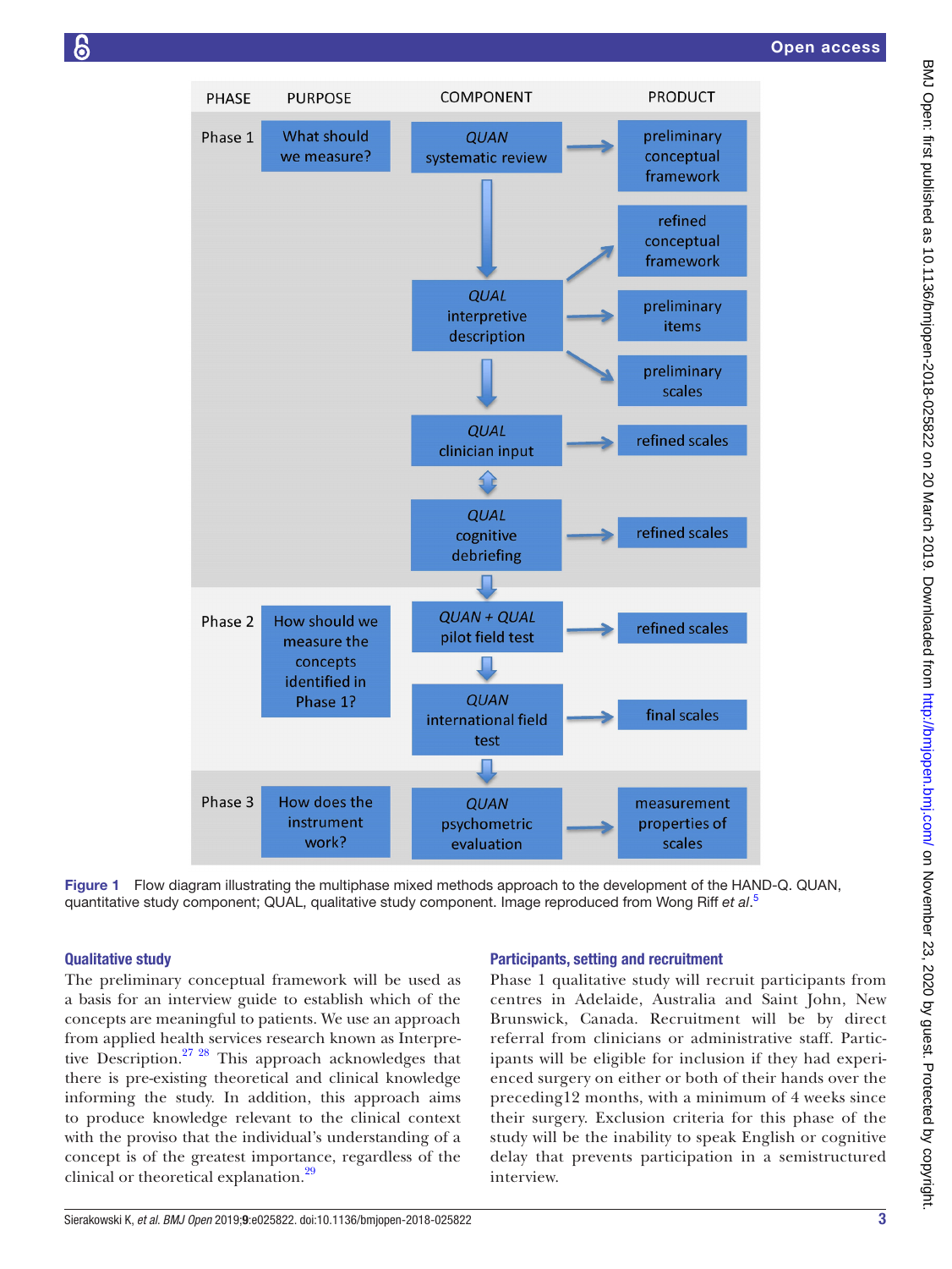Figure 1 Flow diagram illustrating the multiphase mixed methods approach to the development of the HAND-Q. QUAN, quantitative study component; QUAL, qualitative study component. Image reproduced from Wong Riff *et al*.[5]

### Qualitative study

The preliminary conceptual framework will be used as a basis for an interview guide to establish which of the concepts are meaningful to patients. We use an approach from applied health services research known as Interpretive Description.[27 28] This approach acknowledges that there is pre-existing theoretical and clinical knowledge informing the study. In addition, this approach aims to produce knowledge relevant to the clinical context with the proviso that the individual's understanding of a concept is of the greatest importance, regardless of the clinical or theoretical explanation.[29]

### Participants, setting and recruitment

Phase 1 qualitative study will recruit participants from centres in Adelaide, Australia and Saint John, New Brunswick, Canada. Recruitment will be by direct referral from clinicians or administrative staff. Participants will be eligible for inclusion if they had experienced surgery on either or both of their hands over the preceding12 months, with a minimum of 4 weeks since their surgery. Exclusion criteria for this phase of the study will be the inability to speak English or cognitive delay that prevents participation in a semistructured interview.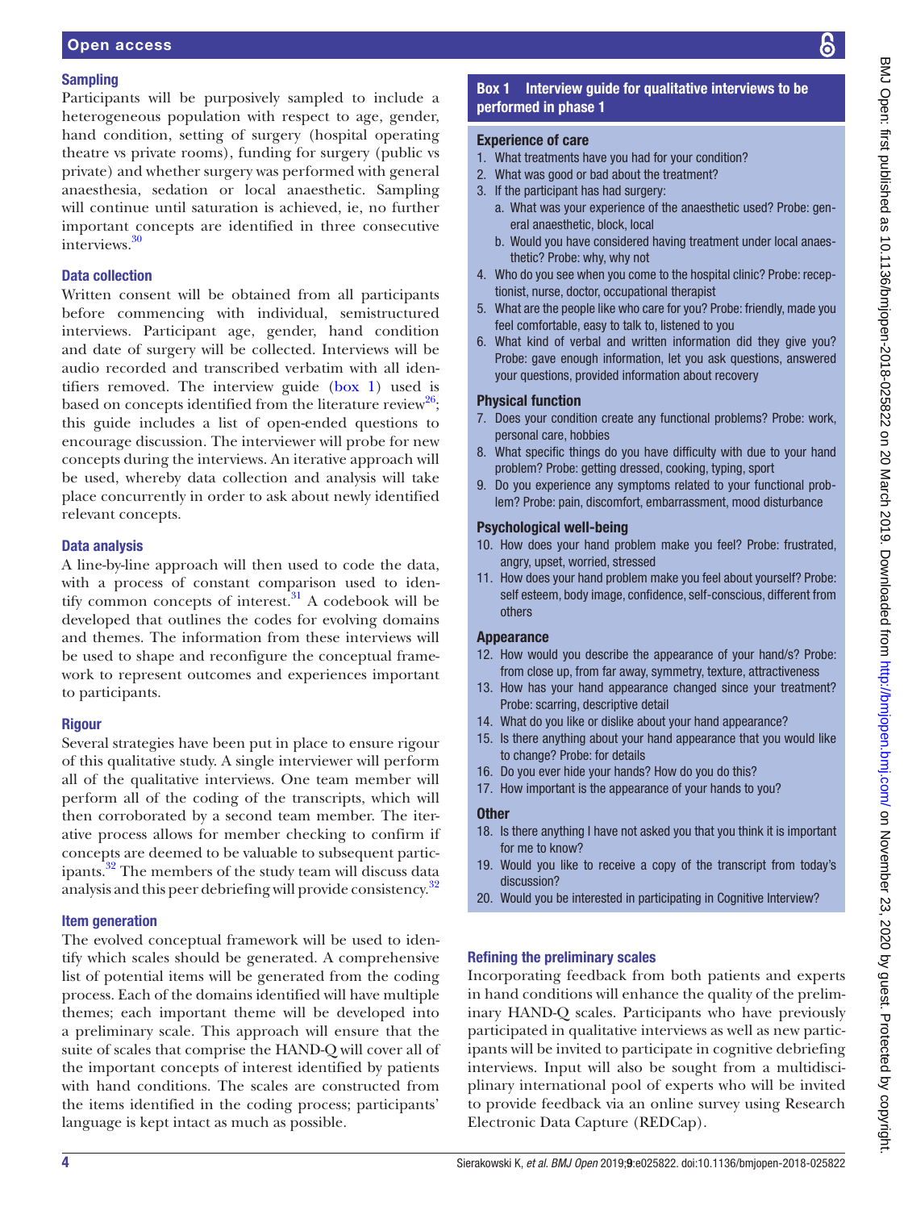### Sampling

Participants will be purposively sampled to include a heterogeneous population with respect to age, gender, hand condition, setting of surgery (hospital operating theatre vs private rooms), funding for surgery (public vs private) and whether surgery was performed with general anaesthesia, sedation or local anaesthetic. Sampling will continue until saturation is achieved, ie, no further important concepts are identified in three consecutive interviews.[30]

### Data collection

Written consent will be obtained from all participants before commencing with individual, semistructured interviews. Participant age, gender, hand condition and date of surgery will be collected. Interviews will be audio recorded and transcribed verbatim with all identifiers removed. The interview guide (box 1) used is based on concepts identified from the literature review[26]; this guide includes a list of open-ended questions to encourage discussion. The interviewer will probe for new concepts during the interviews. An iterative approach will be used, whereby data collection and analysis will take place concurrently in order to ask about newly identified relevant concepts.

### Data analysis

A line-by-line approach will then used to code the data, with a process of constant comparison used to identify common concepts of interest.[31] A codebook will be developed that outlines the codes for evolving domains and themes. The information from these interviews will be used to shape and reconfigure the conceptual framework to represent outcomes and experiences important to participants.

### Rigour

Several strategies have been put in place to ensure rigour of this qualitative study. A single interviewer will perform all of the qualitative interviews. One team member will perform all of the coding of the transcripts, which will then corroborated by a second team member. The iterative process allows for member checking to confirm if concepts are deemed to be valuable to subsequent participants.[32] The members of the study team will discuss data analysis and this peer debriefing will provide consistency.[32]

### Item generation

The evolved conceptual framework will be used to identify which scales should be generated. A comprehensive list of potential items will be generated from the coding process. Each of the domains identified will have multiple themes; each important theme will be developed into a preliminary scale. This approach will ensure that the suite of scales that comprise the HAND-Q will cover all of the important concepts of interest identified by patients with hand conditions. The scales are constructed from the items identified in the coding process; participants' language is kept intact as much as possible.

**Box 1 Interview guide for qualitative interviews to be performed in phase 1**

**Experience of care**

1. What treatments have you had for your condition?
2. What was good or bad about the treatment?
3. If the participant has had surgery:
   a. What was your experience of the anaesthetic used? Probe: general anaesthetic, block, local
   b. Would you have considered having treatment under local anaesthetic? Probe: why, why not
4. Who do you see when you come to the hospital clinic? Probe: receptionist, nurse, doctor, occupational therapist
5. What are the people like who care for you? Probe: friendly, made you feel comfortable, easy to talk to, listened to you
6. What kind of verbal and written information did they give you? Probe: gave enough information, let you ask questions, answered your questions, provided information about recovery

**Physical function**

7. Does your condition create any functional problems? Probe: work, personal care, hobbies
8. What specific things do you have difficulty with due to your hand problem? Probe: getting dressed, cooking, typing, sport
9. Do you experience any symptoms related to your functional problem? Probe: pain, discomfort, embarrassment, mood disturbance

**Psychological well-being**

10. How does your hand problem make you feel? Probe: frustrated, angry, upset, worried, stressed
11. How does your hand problem make you feel about yourself? Probe: self esteem, body image, confidence, self-conscious, different from others

**Appearance**

12. How would you describe the appearance of your hand/s? Probe: from close up, from far away, symmetry, texture, attractiveness
13. How has your hand appearance changed since your treatment? Probe: scarring, descriptive detail
14. What do you like or dislike about your hand appearance?
15. Is there anything about your hand appearance that you would like to change? Probe: for details
16. Do you ever hide your hands? How do you do this?
17. How important is the appearance of your hands to you?

**Other**

18. Is there anything I have not asked you that you think it is important for me to know?
19. Would you like to receive a copy of the transcript from today's discussion?
20. Would you be interested in participating in Cognitive Interview?

### Refining the preliminary scales

Incorporating feedback from both patients and experts in hand conditions will enhance the quality of the preliminary HAND-Q scales. Participants who have previously participated in qualitative interviews as well as new participants will be invited to participate in cognitive debriefing interviews. Input will also be sought from a multidisciplinary international pool of experts who will be invited to provide feedback via an online survey using Research Electronic Data Capture (REDCap).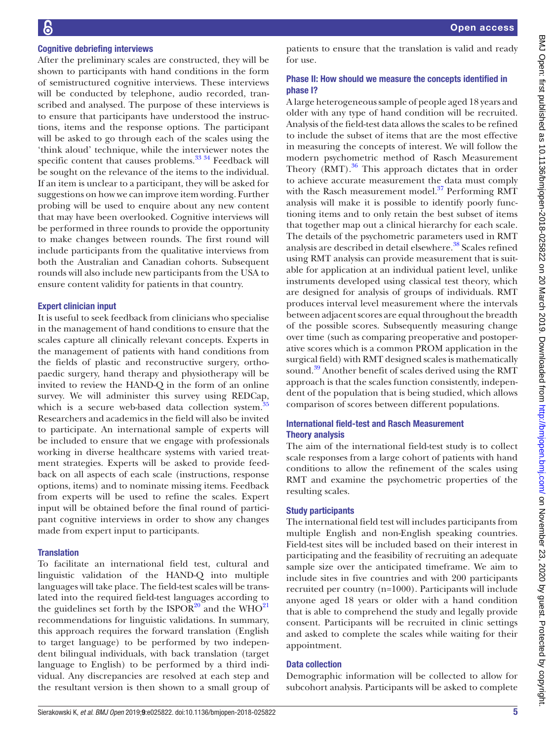### Cognitive debriefing interviews

After the preliminary scales are constructed, they will be shown to participants with hand conditions in the form of semistructured cognitive interviews. These interviews will be conducted by telephone, audio recorded, transcribed and analysed. The purpose of these interviews is to ensure that participants have understood the instructions, items and the response options. The participant will be asked to go through each of the scales using the 'think aloud' technique, while the interviewer notes the specific content that causes problems.[33 34] Feedback will be sought on the relevance of the items to the individual. If an item is unclear to a participant, they will be asked for suggestions on how we can improve item wording. Further probing will be used to enquire about any new content that may have been overlooked. Cognitive interviews will be performed in three rounds to provide the opportunity to make changes between rounds. The first round will include participants from the qualitative interviews from both the Australian and Canadian cohorts. Subsequent rounds will also include new participants from the USA to ensure content validity for patients in that country.

### Expert clinician input

It is useful to seek feedback from clinicians who specialise in the management of hand conditions to ensure that the scales capture all clinically relevant concepts. Experts in the management of patients with hand conditions from the fields of plastic and reconstructive surgery, orthopaedic surgery, hand therapy and physiotherapy will be invited to review the HAND-Q in the form of an online survey. We will administer this survey using REDCap, which is a secure web-based data collection system.[35] Researchers and academics in the field will also be invited to participate. An international sample of experts will be included to ensure that we engage with professionals working in diverse healthcare systems with varied treatment strategies. Experts will be asked to provide feedback on all aspects of each scale (instructions, response options, items) and to nominate missing items. Feedback from experts will be used to refine the scales. Expert input will be obtained before the final round of participant cognitive interviews in order to show any changes made from expert input to participants.

### Translation

To facilitate an international field test, cultural and linguistic validation of the HAND-Q into multiple languages will take place. The field-test scales will be translated into the required field-test languages according to the guidelines set forth by the ISPOR[20] and the WHO[21] recommendations for linguistic validations. In summary, this approach requires the forward translation (English to target language) to be performed by two independent bilingual individuals, with back translation (target language to English) to be performed by a third individual. Any discrepancies are resolved at each step and the resultant version is then shown to a small group of patients to ensure that the translation is valid and ready for use.

## Phase II: How should we measure the concepts identified in phase I?

A large heterogeneous sample of people aged 18 years and older with any type of hand condition will be recruited. Analysis of the field-test data allows the scales to be refined to include the subset of items that are the most effective in measuring the concepts of interest. We will follow the modern psychometric method of Rasch Measurement Theory (RMT).[36] This approach dictates that in order to achieve accurate measurement the data must comply with the Rasch measurement model.[37] Performing RMT analysis will make it is possible to identify poorly functioning items and to only retain the best subset of items that together map out a clinical hierarchy for each scale. The details of the psychometric parameters used in RMT analysis are described in detail elsewhere.[38] Scales refined using RMT analysis can provide measurement that is suitable for application at an individual patient level, unlike instruments developed using classical test theory, which are designed for analysis of groups of individuals. RMT produces interval level measurement where the intervals between adjacent scores are equal throughout the breadth of the possible scores. Subsequently measuring change over time (such as comparing preoperative and postoperative scores which is a common PROM application in the surgical field) with RMT designed scales is mathematically sound.[39] Another benefit of scales derived using the RMT approach is that the scales function consistently, independent of the population that is being studied, which allows comparison of scores between different populations.

### International field-test and Rasch Measurement Theory analysis

The aim of the international field-test study is to collect scale responses from a large cohort of patients with hand conditions to allow the refinement of the scales using RMT and examine the psychometric properties of the resulting scales.

### Study participants

The international field test will includes participants from multiple English and non-English speaking countries. Field-test sites will be included based on their interest in participating and the feasibility of recruiting an adequate sample size over the anticipated timeframe. We aim to include sites in five countries and with 200 participants recruited per country (n=1000). Participants will include anyone aged 18 years or older with a hand condition that is able to comprehend the study and legally provide consent. Participants will be recruited in clinic settings and asked to complete the scales while waiting for their appointment.

### Data collection

Demographic information will be collected to allow for subcohort analysis. Participants will be asked to complete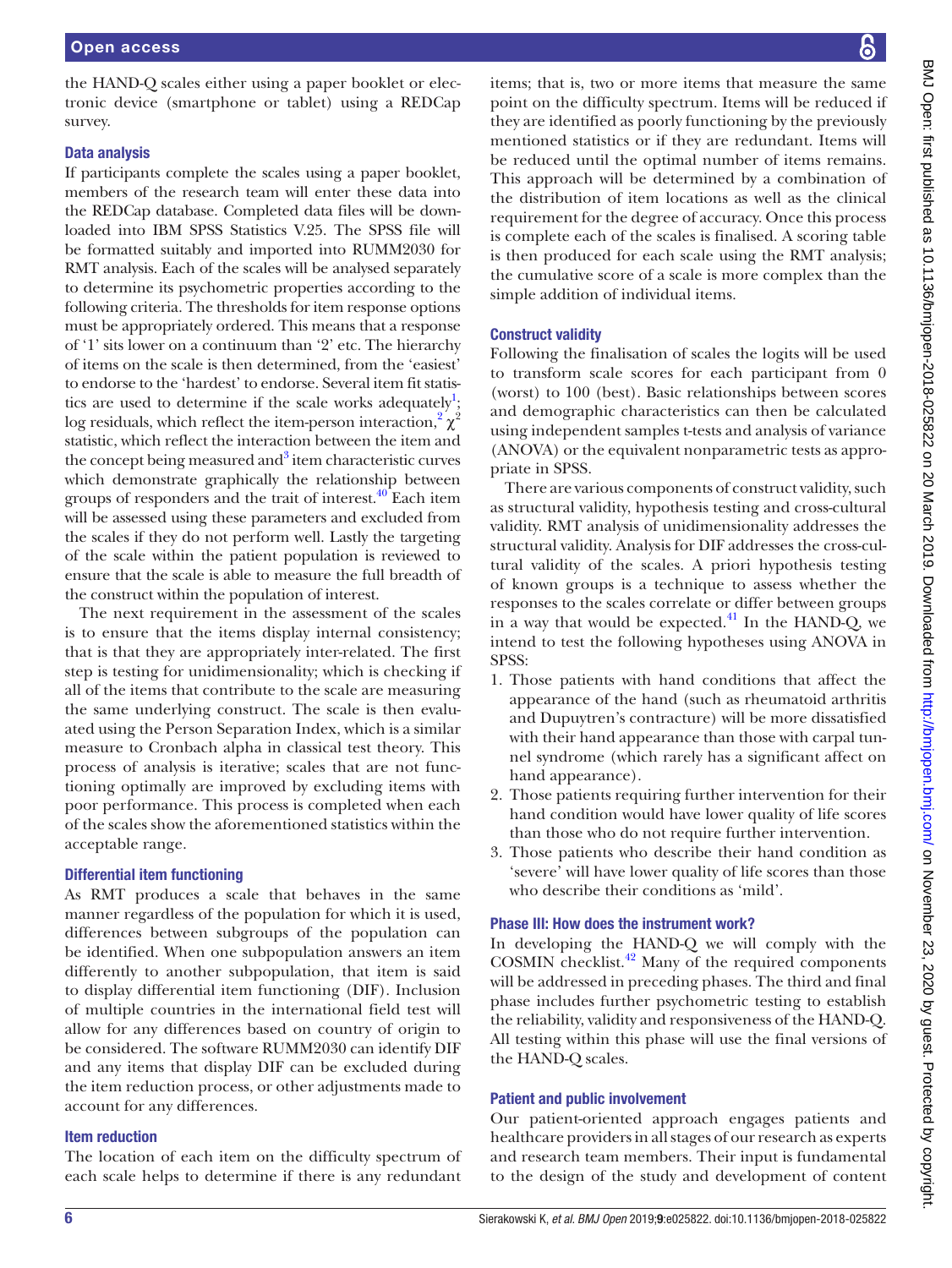the HAND-Q scales either using a paper booklet or electronic device (smartphone or tablet) using a REDCap survey.

### Data analysis

If participants complete the scales using a paper booklet, members of the research team will enter these data into the REDCap database. Completed data files will be downloaded into IBM SPSS Statistics V.25. The SPSS file will be formatted suitably and imported into RUMM2030 for RMT analysis. Each of the scales will be analysed separately to determine its psychometric properties according to the following criteria. The thresholds for item response options must be appropriately ordered. This means that a response of '1' sits lower on a continuum than '2' etc. The hierarchy of items on the scale is then determined, from the 'easiest' to endorse to the 'hardest' to endorse. Several item fit statistics are used to determine if the scale works adequately[1]; log residuals, which reflect the item-person interaction,[2] $\chi^2$ statistic, which reflect the interaction between the item and the concept being measured and[3] item characteristic curves which demonstrate graphically the relationship between groups of responders and the trait of interest.[40] Each item will be assessed using these parameters and excluded from the scales if they do not perform well. Lastly the targeting of the scale within the patient population is reviewed to ensure that the scale is able to measure the full breadth of the construct within the population of interest.

The next requirement in the assessment of the scales is to ensure that the items display internal consistency; that is that they are appropriately inter-related. The first step is testing for unidimensionality; which is checking if all of the items that contribute to the scale are measuring the same underlying construct. The scale is then evaluated using the Person Separation Index, which is a similar measure to Cronbach alpha in classical test theory. This process of analysis is iterative; scales that are not functioning optimally are improved by excluding items with poor performance. This process is completed when each of the scales show the aforementioned statistics within the acceptable range.

### Differential item functioning

As RMT produces a scale that behaves in the same manner regardless of the population for which it is used, differences between subgroups of the population can be identified. When one subpopulation answers an item differently to another subpopulation, that item is said to display differential item functioning (DIF). Inclusion of multiple countries in the international field test will allow for any differences based on country of origin to be considered. The software RUMM2030 can identify DIF and any items that display DIF can be excluded during the item reduction process, or other adjustments made to account for any differences.

### Item reduction

The location of each item on the difficulty spectrum of each scale helps to determine if there is any redundant items; that is, two or more items that measure the same point on the difficulty spectrum. Items will be reduced if they are identified as poorly functioning by the previously mentioned statistics or if they are redundant. Items will be reduced until the optimal number of items remains. This approach will be determined by a combination of the distribution of item locations as well as the clinical requirement for the degree of accuracy. Once this process is complete each of the scales is finalised. A scoring table is then produced for each scale using the RMT analysis; the cumulative score of a scale is more complex than the simple addition of individual items.

### Construct validity

Following the finalisation of scales the logits will be used to transform scale scores for each participant from 0 (worst) to 100 (best). Basic relationships between scores and demographic characteristics can then be calculated using independent samples t-tests and analysis of variance (ANOVA) or the equivalent nonparametric tests as appropriate in SPSS.

There are various components of construct validity, such as structural validity, hypothesis testing and cross-cultural validity. RMT analysis of unidimensionality addresses the structural validity. Analysis for DIF addresses the cross-cultural validity of the scales. A priori hypothesis testing of known groups is a technique to assess whether the responses to the scales correlate or differ between groups in a way that would be expected.[41] In the HAND-Q, we intend to test the following hypotheses using ANOVA in SPSS:

1. Those patients with hand conditions that affect the appearance of the hand (such as rheumatoid arthritis and Dupuytren's contracture) will be more dissatisfied with their hand appearance than those with carpal tunnel syndrome (which rarely has a significant affect on hand appearance).
2. Those patients requiring further intervention for their hand condition would have lower quality of life scores than those who do not require further intervention.
3. Those patients who describe their hand condition as 'severe' will have lower quality of life scores than those who describe their conditions as 'mild'.

### Phase III: How does the instrument work?

In developing the HAND-Q we will comply with the COSMIN checklist.[42] Many of the required components will be addressed in preceding phases. The third and final phase includes further psychometric testing to establish the reliability, validity and responsiveness of the HAND-Q. All testing within this phase will use the final versions of the HAND-Q scales.

### Patient and public involvement

Our patient-oriented approach engages patients and healthcare providers in all stages of our research as experts and research team members. Their input is fundamental to the design of the study and development of content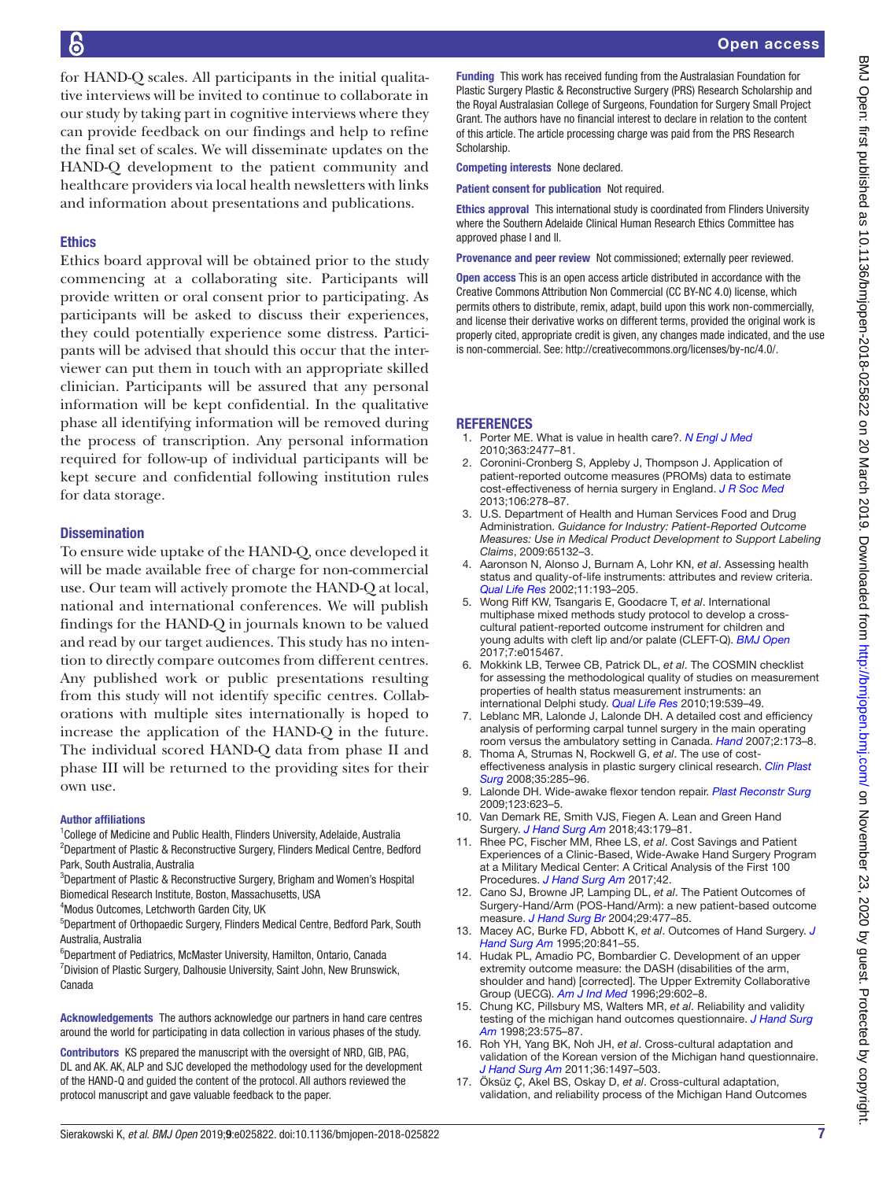for HAND-Q scales. All participants in the initial qualitative interviews will be invited to continue to collaborate in our study by taking part in cognitive interviews where they can provide feedback on our findings and help to refine the final set of scales. We will disseminate updates on the HAND-Q development to the patient community and healthcare providers via local health newsletters with links and information about presentations and publications.

## Ethics

Ethics board approval will be obtained prior to the study commencing at a collaborating site. Participants will provide written or oral consent prior to participating. As participants will be asked to discuss their experiences, they could potentially experience some distress. Participants will be advised that should this occur that the interviewer can put them in touch with an appropriate skilled clinician. Participants will be assured that any personal information will be kept confidential. In the qualitative phase all identifying information will be removed during the process of transcription. Any personal information required for follow-up of individual participants will be kept secure and confidential following institution rules for data storage.

## Dissemination

To ensure wide uptake of the HAND-Q, once developed it will be made available free of charge for non-commercial use. Our team will actively promote the HAND-Q at local, national and international conferences. We will publish findings for the HAND-Q in journals known to be valued and read by our target audiences. This study has no intention to directly compare outcomes from different centres. Any published work or public presentations resulting from this study will not identify specific centres. Collaborations with multiple sites internationally is hoped to increase the application of the HAND-Q in the future. The individual scored HAND-Q data from phase II and phase III will be returned to the providing sites for their own use.

#### Author affiliations

[1]College of Medicine and Public Health, Flinders University, Adelaide, Australia
[2]Department of Plastic & Reconstructive Surgery, Flinders Medical Centre, Bedford Park, South Australia, Australia
[3]Department of Plastic & Reconstructive Surgery, Brigham and Women's Hospital Biomedical Research Institute, Boston, Massachusetts, USA
[4]Modus Outcomes, Letchworth Garden City, UK
[5]Department of Orthopaedic Surgery, Flinders Medical Centre, Bedford Park, South Australia, Australia
[6]Department of Pediatrics, McMaster University, Hamilton, Ontario, Canada
[7]Division of Plastic Surgery, Dalhousie University, Saint John, New Brunswick, Canada

**Acknowledgements** The authors acknowledge our partners in hand care centres around the world for participating in data collection in various phases of the study.

**Contributors** KS prepared the manuscript with the oversight of NRD, GIB, PAG, DL and AK. AK, ALP and SJC developed the methodology used for the development of the HAND-Q and guided the content of the protocol. All authors reviewed the protocol manuscript and gave valuable feedback to the paper.

**Funding** This work has received funding from the Australasian Foundation for Plastic Surgery Plastic & Reconstructive Surgery (PRS) Research Scholarship and the Royal Australasian College of Surgeons, Foundation for Surgery Small Project Grant. The authors have no financial interest to declare in relation to the content of this article. The article processing charge was paid from the PRS Research Scholarship.

**Competing interests** None declared.

**Patient consent for publication** Not required.

**Ethics approval** This international study is coordinated from Flinders University where the Southern Adelaide Clinical Human Research Ethics Committee has approved phase I and II.

**Provenance and peer review** Not commissioned; externally peer reviewed.

**Open access** This is an open access article distributed in accordance with the Creative Commons Attribution Non Commercial (CC BY-NC 4.0) license, which permits others to distribute, remix, adapt, build upon this work non-commercially, and license their derivative works on different terms, provided the original work is properly cited, appropriate credit is given, any changes made indicated, and the use is non-commercial. See: http://creativecommons.org/licenses/by-nc/4.0/.

## REFERENCES

1. Porter ME. What is value in health care?. *N Engl J Med* 2010;363:2477–81.
2. Coronini-Cronberg S, Appleby J, Thompson J. Application of patient-reported outcome measures (PROMs) data to estimate cost-effectiveness of hernia surgery in England. *J R Soc Med* 2013;106:278–87.
3. U.S. Department of Health and Human Services Food and Drug Administration. *Guidance for Industry: Patient-Reported Outcome Measures: Use in Medical Product Development to Support Labeling Claims*, 2009:65132–3.
4. Aaronson N, Alonso J, Burnam A, Lohr KN, *et al*. Assessing health status and quality-of-life instruments: attributes and review criteria. *Qual Life Res* 2002;11:193–205.
5. Wong Riff KW, Tsangaris E, Goodacre T, *et al*. International multiphase mixed methods study protocol to develop a cross-cultural patient-reported outcome instrument for children and young adults with cleft lip and/or palate (CLEFT-Q). *BMJ Open* 2017;7:e015467.
6. Mokkink LB, Terwee CB, Patrick DL, *et al*. The COSMIN checklist for assessing the methodological quality of studies on measurement properties of health status measurement instruments: an international Delphi study. *Qual Life Res* 2010;19:539–49.
7. Leblanc MR, Lalonde J, Lalonde DH. A detailed cost and efficiency analysis of performing carpal tunnel surgery in the main operating room versus the ambulatory setting in Canada. *Hand* 2007;2:173–8.
8. Thoma A, Strumas N, Rockwell G, *et al*. The use of cost-effectiveness analysis in plastic surgery clinical research. *Clin Plast Surg* 2008;35:285–96.
9. Lalonde DH. Wide-awake flexor tendon repair. *Plast Reconstr Surg* 2009;123:623–5.
10. Van Demark RE, Smith VJS, Fiegen A. Lean and Green Hand Surgery. *J Hand Surg Am* 2018;43:179–81.
11. Rhee PC, Fischer MM, Rhee LS, *et al*. Cost Savings and Patient Experiences of a Clinic-Based, Wide-Awake Hand Surgery Program at a Military Medical Center: A Critical Analysis of the First 100 Procedures. *J Hand Surg Am* 2017;42.
12. Cano SJ, Browne JP, Lamping DL, *et al*. The Patient Outcomes of Surgery-Hand/Arm (POS-Hand/Arm): a new patient-based outcome measure. *J Hand Surg Br* 2004;29:477–85.
13. Macey AC, Burke FD, Abbott K, *et al*. Outcomes of Hand Surgery. *J Hand Surg Am* 1995;20:841–55.
14. Hudak PL, Amadio PC, Bombardier C. Development of an upper extremity outcome measure: the DASH (disabilities of the arm, shoulder and hand) [corrected]. The Upper Extremity Collaborative Group (UECG). *Am J Ind Med* 1996;29:602–8.
15. Chung KC, Pillsbury MS, Walters MR, *et al*. Reliability and validity testing of the michigan hand outcomes questionnaire. *J Hand Surg Am* 1998;23:575–87.
16. Roh YH, Yang BK, Noh JH, *et al*. Cross-cultural adaptation and validation of the Korean version of the Michigan hand questionnaire. *J Hand Surg Am* 2011;36:1497–503.
17. Öksüz Ç, Akel BS, Oskay D, *et al*. Cross-cultural adaptation, validation, and reliability process of the Michigan Hand Outcomes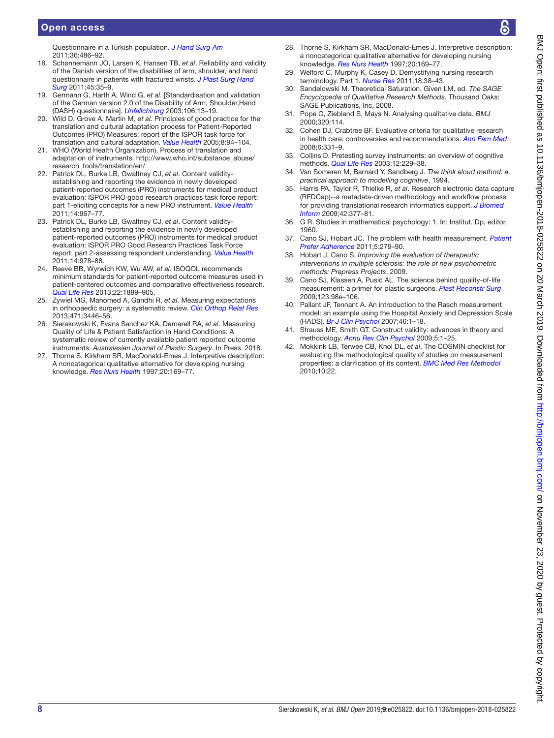Questionnaire in a Turkish population. *J Hand Surg Am* 2011;36:486–92.

18. Schønnemann JO, Larsen K, Hansen TB, *et al*. Reliability and validity of the Danish version of the disabilities of arm, shoulder, and hand questionnaire in patients with fractured wrists. *J Plast Surg Hand Surg* 2011;45:35–9.
19. Germann G, Harth A, Wind G, *et al*. [Standardisation and validation of the German version 2.0 of the Disability of Arm, Shoulder,Hand (DASH) questionnaire]. *Unfallchirurg* 2003;106:13–19.
20. Wild D, Grove A, Martin M, *et al*. Principles of good practice for the translation and cultural adaptation process for Patient-Reported Outcomes (PRO) Measures: report of the ISPOR task force for translation and cultural adaptation. *Value Health* 2005;8:94–104.
21. WHO (World Health Organization). Process of translation and adaptation of instruments. http://www.who.int/substance_abuse/research_tools/translation/en/
22. Patrick DL, Burke LB, Gwaltney CJ, *et al*. Content validity-establishing and reporting the evidence in newly developed patient-reported outcomes (PRO) instruments for medical product evaluation: ISPOR PRO good research practices task force report: part 1-eliciting concepts for a new PRO instrument. *Value Health* 2011;14:967–77.
23. Patrick DL, Burke LB, Gwaltney CJ, *et al*. Content validity-establishing and reporting the evidence in newly developed patient-reported outcomes (PRO) instruments for medical product evaluation: ISPOR PRO Good Research Practices Task Force report: part 2-assessing respondent understanding. *Value Health* 2011;14:978–88.
24. Reeve BB, Wyrwich KW, Wu AW, *et al*. ISOQOL recommends minimum standards for patient-reported outcome measures used in patient-centered outcomes and comparative effectiveness research. *Qual Life Res* 2013;22:1889–905.
25. Zywiel MG, Mahomed A, Gandhi R, *et al*. Measuring expectations in orthopaedic surgery: a systematic review. *Clin Orthop Relat Res* 2013;471:3446–56.
26. Sierakowski K, Evans Sanchez KA, Damarell RA, *et al*. Measuring Quality of Life & Patient Satisfaction in Hand Conditions: A systematic review of currently available patient reported outcome instruments. *Australasian Journal of Plastic Surgery*. In Press. 2018.
27. Thorne S, Kirkham SR, MacDonald-Emes J. Interpretive description: A noncategorical qualitative alternative for developing nursing knowledge. *Res Nurs Health* 1997;20:169–77.
28. Thorne S, Kirkham SR, MacDonald-Emes J. Interpretive description: a noncategorical qualitative alternative for developing nursing knowledge. *Res Nurs Health* 1997;20:169–77.
29. Welford C, Murphy K, Casey D. Demystifying nursing research terminology. Part 1. *Nurse Res* 2011;18:38–43.
30. Sandelowski M. Theoretical Saturation. Given LM, ed. *The SAGE Encyclopedia of Qualitative Research Methods*. Thousand Oaks: SAGE Publications, Inc, 2008.
31. Pope C, Ziebland S, Mays N. Analysing qualitative data. *BMJ* 2000;320:114.
32. Cohen DJ, Crabtree BF. Evaluative criteria for qualitative research in health care: controversies and recommendations. *Ann Fam Med* 2008;6:331–9.
33. Collins D. Pretesting survey instruments: an overview of cognitive methods. *Qual Life Res* 2003;12:229–38.
34. Van Someren M, Barnard Y, Sandberg J. *The think aloud method: a practical approach to modelling cognitive*, 1994.
35. Harris PA, Taylor R, Thielke R, *et al*. Research electronic data capture (REDCap)--a metadata-driven methodology and workflow process for providing translational research informatics support. *J Biomed Inform* 2009;42:377–81.
36. G R. Studies in mathematical psychology: 1. In: Institut. Dp, editor, 1960.
37. Cano SJ, Hobart JC. The problem with health measurement. *Patient Prefer Adherence* 2011;5:279–90.
38. Hobart J, Cano S. *Improving the evaluation of therapeutic interventions in multiple sclerosis: the role of new psychometric methods: Prepress Projects*, 2009.
39. Cano SJ, Klassen A, Pusic AL. The science behind quality-of-life measurement: a primer for plastic surgeons. *Plast Reconstr Surg* 2009;123:98e–106.
40. Pallant JF, Tennant A. An introduction to the Rasch measurement model: an example using the Hospital Anxiety and Depression Scale (HADS). *Br J Clin Psychol* 2007;46:1–18.
41. Strauss ME, Smith GT. Construct validity: advances in theory and methodology. *Annu Rev Clin Psychol* 2009;5:1–25.
42. Mokkink LB, Terwee CB, Knol DL, *et al*. The COSMIN checklist for evaluating the methodological quality of studies on measurement properties: a clarification of its content. *BMC Med Res Methodol* 2010;10:22.